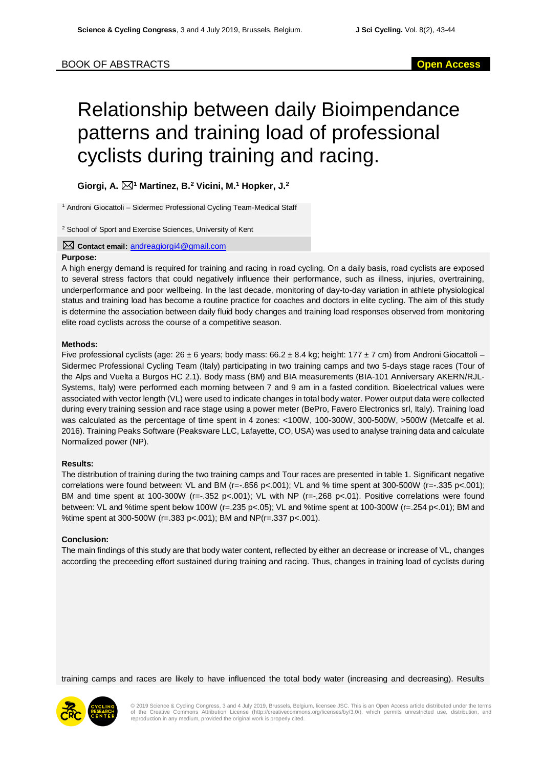BOOK OF ABSTRACTS

**Open Access**

# Relationship between daily Bioimpendance patterns and training load of professional cyclists during training and racing.

**Giorgi, A.** [1] **Martinez, B.** [2] **Vicini, M.** [1] **Hopker, J.** [2]

[1] Androni Giocattoli – Sidermec Professional Cycling Team-Medical Staff

[2] School of Sport and Exercise Sciences, University of Kent

**Contact email:** andreagiorgi4@gmail.com

**Purpose:**

A high energy demand is required for training and racing in road cycling. On a daily basis, road cyclists are exposed to several stress factors that could negatively influence their performance, such as illness, injuries, overtraining, underperformance and poor wellbeing. In the last decade, monitoring of day-to-day variation in athlete physiological status and training load has become a routine practice for coaches and doctors in elite cycling. The aim of this study is determine the association between daily fluid body changes and training load responses observed from monitoring elite road cyclists across the course of a competitive season.

**Methods:**

Five professional cyclists (age: 26 ± 6 years; body mass: 66.2 ± 8.4 kg; height: 177 ± 7 cm) from Androni Giocattoli – Sidermec Professional Cycling Team (Italy) participating in two training camps and two 5-days stage races (Tour of the Alps and Vuelta a Burgos HC 2.1). Body mass (BM) and BIA measurements (BIA-101 Anniversary AKERN/RJL-Systems, Italy) were performed each morning between 7 and 9 am in a fasted condition. Bioelectrical values were associated with vector length (VL) were used to indicate changes in total body water. Power output data were collected during every training session and race stage using a power meter (BePro, Favero Electronics srl, Italy). Training load was calculated as the percentage of time spent in 4 zones: <100W, 100-300W, 300-500W, >500W (Metcalfe et al. 2016). Training Peaks Software (Peaksware LLC, Lafayette, CO, USA) was used to analyse training data and calculate Normalized power (NP).

**Results:**

The distribution of training during the two training camps and Tour races are presented in table 1. Significant negative correlations were found between: VL and BM ($r=-.856$ $p<.001$); VL and % time spent at 300-500W ($r=-.335$ $p<.001$); BM and time spent at 100-300W ($r=-.352$ $p<.001$); VL with NP ($r=-,268$ $p<.01$). Positive correlations were found between: VL and %time spent below 100W ($r=.235$ $p<.05$); VL and %time spent at 100-300W ($r=.254$ $p<.01$); BM and %time spent at 300-500W ($r=.383$ $p<.001$); BM and NP($r=.337$ $p<.001$).

**Conclusion:**

The main findings of this study are that body water content, reflected by either an decrease or increase of VL, changes according the preceeding effort sustained during training and racing. Thus, changes in training load of cyclists during training camps and races are likely to have influenced the total body water (increasing and decreasing). Results

© 2019 Science & Cycling Congress, 3 and 4 July 2019, Brussels, Belgium, licensee JSC. This is an Open Access article distributed under the terms of the Creative Commons Attribution License (http://creativecommons.org/licenses/by/3.0/), which permits unrestricted use, distribution, and reproduction in any medium, provided the original work is properly cited.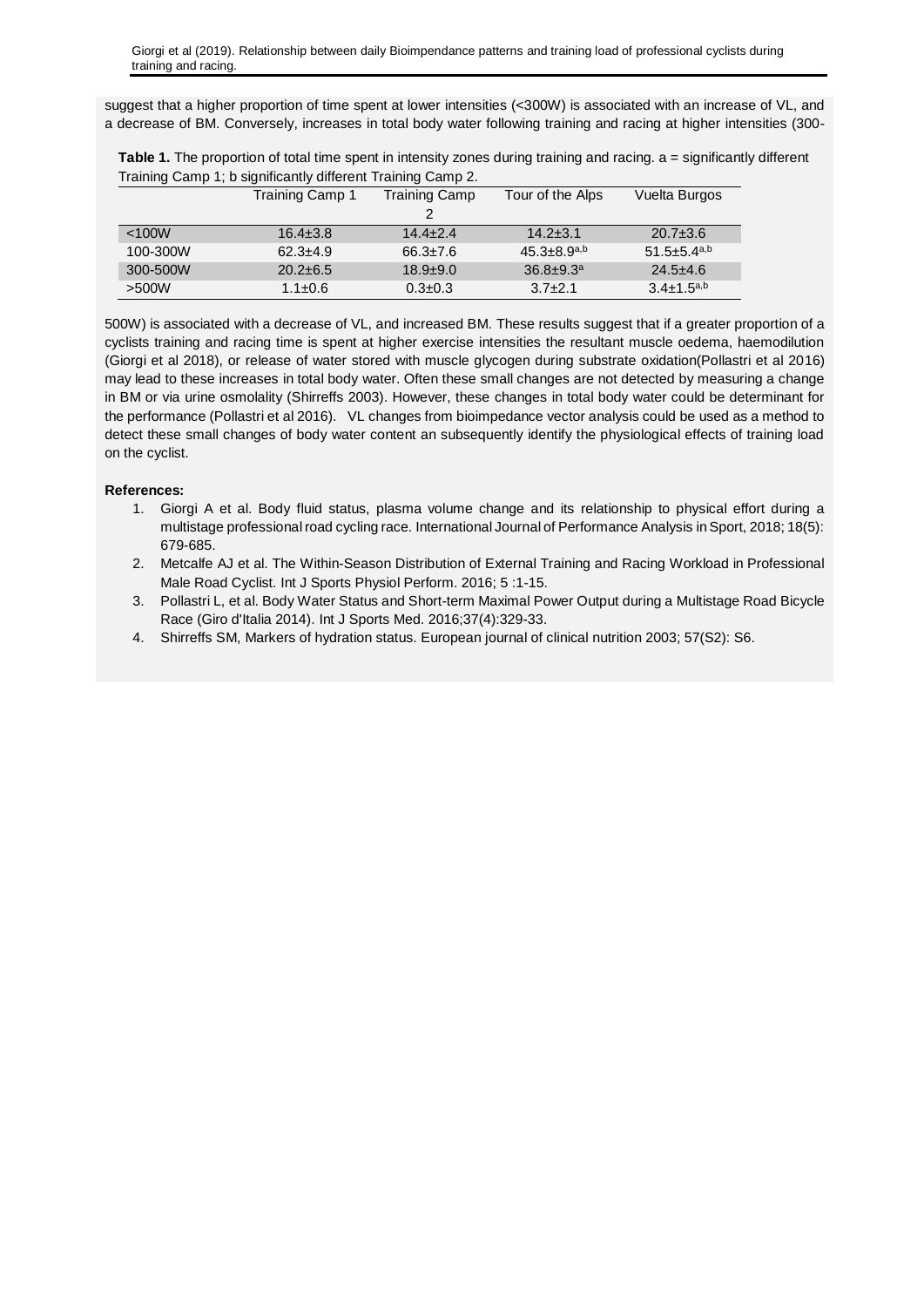suggest that a higher proportion of time spent at lower intensities (<300W) is associated with an increase of VL, and a decrease of BM. Conversely, increases in total body water following training and racing at higher intensities (300-500W) is associated with a decrease of VL, and increased BM. These results suggest that if a greater proportion of a cyclists training and racing time is spent at higher exercise intensities the resultant muscle oedema, haemodilution (Giorgi et al 2018), or release of water stored with muscle glycogen during substrate oxidation(Pollastri et al 2016) may lead to these increases in total body water. Often these small changes are not detected by measuring a change in BM or via urine osmolality (Shirreffs 2003). However, these changes in total body water could be determinant for the performance (Pollastri et al 2016). VL changes from bioimpedance vector analysis could be used as a method to detect these small changes of body water content an subsequently identify the physiological effects of training load on the cyclist.

**Table 1.** The proportion of total time spent in intensity zones during training and racing. a = significantly different Training Camp 1; b significantly different Training Camp 2.

| | Training Camp 1 | Training Camp 2 | Tour of the Alps | Vuelta Burgos |
|---|---|---|---|---|
| <100W | 16.4±3.8 | 14.4±2.4 | 14.2±3.1 | 20.7±3.6 |
| 100-300W | 62.3±4.9 | 66.3±7.6 | 45.3±8.9[a,b] | 51.5±5.4[a,b] |
| 300-500W | 20.2±6.5 | 18.9±9.0 | 36.8±9.3[a] | 24.5±4.6 |
| >500W | 1.1±0.6 | 0.3±0.3 | 3.7±2.1 | 3.4±1.5[a,b] |

**References:**

1. Giorgi A et al. Body fluid status, plasma volume change and its relationship to physical effort during a multistage professional road cycling race. International Journal of Performance Analysis in Sport, 2018; 18(5): 679-685.
2. Metcalfe AJ et al. The Within-Season Distribution of External Training and Racing Workload in Professional Male Road Cyclist. Int J Sports Physiol Perform. 2016; 5 :1-15.
3. Pollastri L, et al. Body Water Status and Short-term Maximal Power Output during a Multistage Road Bicycle Race (Giro d'Italia 2014). Int J Sports Med. 2016;37(4):329-33.
4. Shirreffs SM, Markers of hydration status. European journal of clinical nutrition 2003; 57(S2): S6.